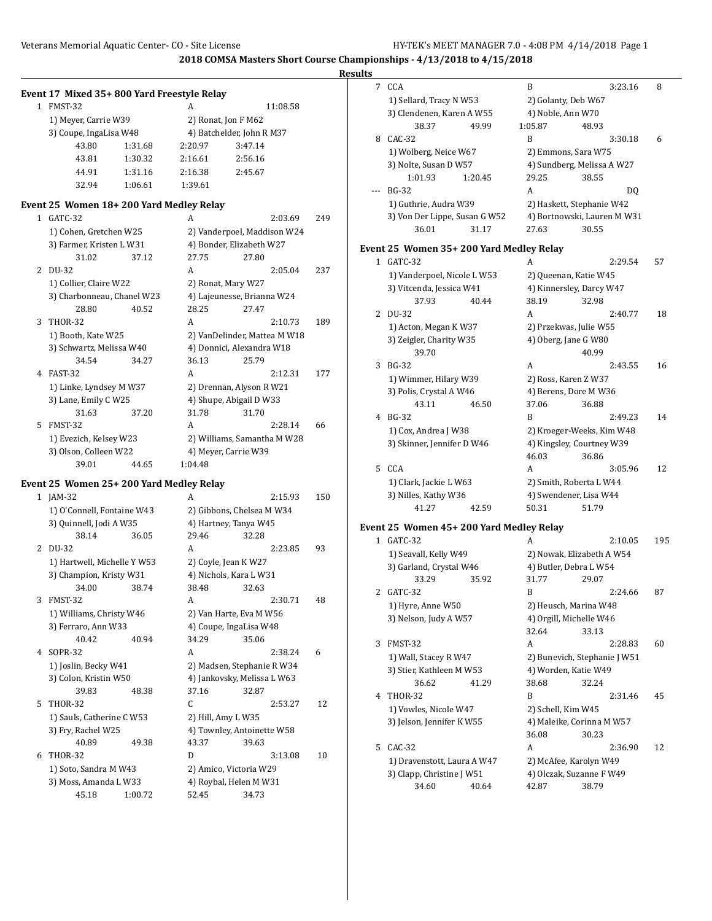**2018 COMSA Masters Short Course Championships - 4/13/2018 to 4/15/2018**

**Results**

### Event 17 Mixed 35+ 800 Yard Freestyle Relay

1 FMST-32 A 11:08.58
1) Meyer, Carrie W39 2) Ronat, Jon F M62
3) Coupe, IngaLisa W48 4) Batchelder, John R M37
43.80 1:31.68 2:20.97 3:47.14
43.81 1:30.32 2:16.61 2:56.16
44.91 1:31.16 2:16.38 2:45.67
32.94 1:06.61 1:39.61

### Event 25 Women 18+ 200 Yard Medley Relay

1 GATC-32 A 2:03.69 249
1) Cohen, Gretchen W25 2) Vanderpoel, Maddison W24
3) Farmer, Kristen L W31 4) Bonder, Elizabeth W27
31.02 37.12 27.75 27.80

2 DU-32 A 2:05.04 237
1) Collier, Claire W22 2) Ronat, Mary W27
3) Charbonneau, Chanel W23 4) Lajeunesse, Brianna W24
28.80 40.52 28.25 27.47

3 THOR-32 A 2:10.73 189
1) Booth, Kate W25 2) VanDelinder, Mattea M W18
3) Schwartz, Melissa W40 4) Donnici, Alexandra W18
34.54 34.27 36.13 25.79

4 FAST-32 A 2:12.31 177
1) Linke, Lyndsey M W37 2) Drennan, Alyson R W21
3) Lane, Emily C W25 4) Shupe, Abigail D W33
31.63 37.20 31.78 31.70

5 FMST-32 A 2:28.14 66
1) Evezich, Kelsey W23 2) Williams, Samantha M W28
3) Olson, Colleen W22 4) Meyer, Carrie W39
39.01 44.65 1:04.48

### Event 25 Women 25+ 200 Yard Medley Relay

1 JAM-32 A 2:15.93 150
1) O'Connell, Fontaine W43 2) Gibbons, Chelsea M W34
3) Quinnell, Jodi A W35 4) Hartney, Tanya W45
38.14 36.05 29.46 32.28

2 DU-32 A 2:23.85 93
1) Hartwell, Michelle Y W53 2) Coyle, Jean K W27
3) Champion, Kristy W31 4) Nichols, Kara L W31
34.00 38.74 38.48 32.63

3 FMST-32 A 2:30.71 48
1) Williams, Christy W46 2) Van Harte, Eva M W56
3) Ferraro, Ann W33 4) Coupe, IngaLisa W48
40.42 40.94 34.29 35.06

4 SOPR-32 A 2:38.24 6
1) Joslin, Becky W41 2) Madsen, Stephanie R W34
3) Colon, Kristin W50 4) Jankovsky, Melissa L W63
39.83 48.38 37.16 32.87

5 THOR-32 C 2:53.27 12
1) Sauls, Catherine C W53 2) Hill, Amy L W35
3) Fry, Rachel W25 4) Townley, Antoinette W58
40.89 49.38 43.37 39.63

6 THOR-32 D 3:13.08 10
1) Soto, Sandra M W43 2) Amico, Victoria W29
3) Moss, Amanda L W33 4) Roybal, Helen M W31
45.18 1:00.72 52.45 34.73

7 CCA B 3:23.16 8
1) Sellard, Tracy N W53 2) Golanty, Deb W67
3) Clendenen, Karen A W55 4) Noble, Ann W70
38.37 49.99 1:05.87 48.93

8 CAC-32 B 3:30.18 6
1) Wolberg, Neice W67 2) Emmons, Sara W75
3) Nolte, Susan D W57 4) Sundberg, Melissa A W27
1:01.93 1:20.45 29.25 38.55

--- BG-32 A DQ
1) Guthrie, Audra W39 2) Haskett, Stephanie W42
3) Von Der Lippe, Susan G W52 4) Bortnowski, Lauren M W31
36.01 31.17 27.63 30.55

### Event 25 Women 35+ 200 Yard Medley Relay

1 GATC-32 A 2:29.54 57
1) Vanderpoel, Nicole L W53 2) Queenan, Katie W45
3) Vitcenda, Jessica W41 4) Kinnersley, Darcy W47
37.93 40.44 38.19 32.98

2 DU-32 A 2:40.77 18
1) Acton, Megan K W37 2) Przekwas, Julie W55
3) Zeigler, Charity W35 4) Oberg, Jane G W80
39.70 40.99

3 BG-32 A 2:43.55 16
1) Wimmer, Hilary W39 2) Ross, Karen Z W37
3) Polis, Crystal A W46 4) Berens, Dore M W36
43.11 46.50 37.06 36.88

4 BG-32 B 2:49.23 14
1) Cox, Andrea J W38 2) Kroeger-Weeks, Kim W48
3) Skinner, Jennifer D W46 4) Kingsley, Courtney W39
46.03 36.86

5 CCA A 3:05.96 12
1) Clark, Jackie L W63 2) Smith, Roberta L W44
3) Nilles, Kathy W36 4) Swendener, Lisa W44
41.27 42.59 50.31 51.79

### Event 25 Women 45+ 200 Yard Medley Relay

1 GATC-32 A 2:10.05 195
1) Seavall, Kelly W49 2) Nowak, Elizabeth A W54
3) Garland, Crystal W46 4) Butler, Debra L W54
33.29 35.92 31.77 29.07

2 GATC-32 B 2:24.66 87
1) Hyre, Anne W50 2) Heusch, Marina W48
3) Nelson, Judy A W57 4) Orgill, Michelle W46
32.64 33.13

3 FMST-32 A 2:28.83 60
1) Wall, Stacey R W47 2) Bunevich, Stephanie J W51
3) Stier, Kathleen M W53 4) Worden, Katie W49
36.62 41.29 38.68 32.24

4 THOR-32 B 2:31.46 45
1) Vowles, Nicole W47 2) Schell, Kim W45
3) Jelson, Jennifer K W55 4) Maleike, Corinna M W57
36.08 30.23

5 CAC-32 A 2:36.90 12
1) Dravenstott, Laura A W47 2) McAfee, Karolyn W49
3) Clapp, Christine J W51 4) Olczak, Suzanne F W49
34.60 40.64 42.87 38.79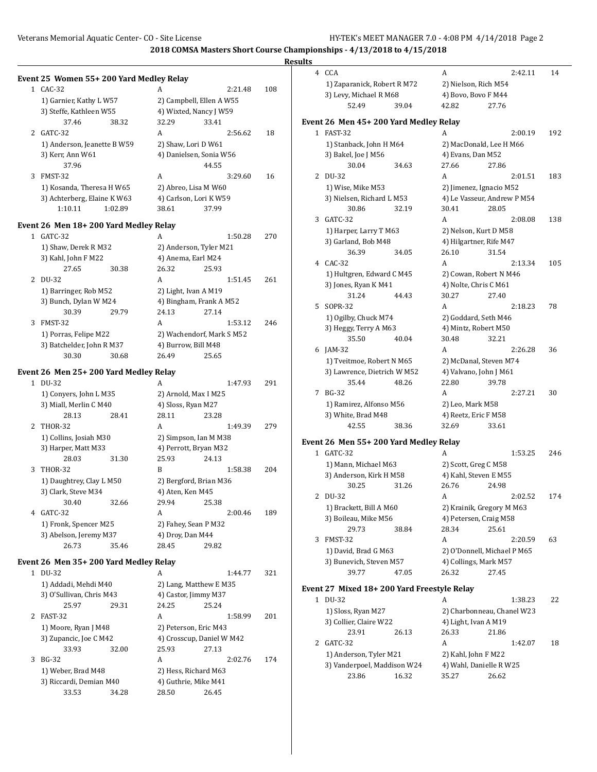## 2018 COMSA Masters Short Course Championships - 4/13/2018 to 4/15/2018

### Results

#### Event 25 Women 55+ 200 Yard Medley Relay

1 CAC-32 — A — 2:21.48 — 108
- 1) Garnier, Kathy L W57 — 2) Campbell, Ellen A W55
- 3) Steffe, Kathleen W55 — 4) Wixted, Nancy J W59
- 37.46 38.32 32.29 33.41

2 GATC-32 — A — 2:56.62 — 18
- 1) Anderson, Jeanette B W59 — 2) Shaw, Lori D W61
- 3) Kerr, Ann W61 — 4) Danielsen, Sonia W56
- 37.96 44.55

3 FMST-32 — A — 3:29.60 — 16
- 1) Kosanda, Theresa H W65 — 2) Abreo, Lisa M W60
- 3) Achterberg, Elaine K W63 — 4) Carlson, Lori K W59
- 1:10.11 1:02.89 38.61 37.99

#### Event 26 Men 18+ 200 Yard Medley Relay

1 GATC-32 — A — 1:50.28 — 270
- 1) Shaw, Derek R M32 — 2) Anderson, Tyler M21
- 3) Kahl, John F M22 — 4) Anema, Earl M24
- 27.65 30.38 26.32 25.93

2 DU-32 — A — 1:51.45 — 261
- 1) Barringer, Rob M52 — 2) Light, Ivan A M19
- 3) Bunch, Dylan W M24 — 4) Bingham, Frank A M52
- 30.39 29.79 24.13 27.14

3 FMST-32 — A — 1:53.12 — 246
- 1) Porras, Felipe M22 — 2) Wachendorf, Mark S M52
- 3) Batchelder, John R M37 — 4) Burrow, Bill M48
- 30.30 30.68 26.49 25.65

#### Event 26 Men 25+ 200 Yard Medley Relay

1 DU-32 — A — 1:47.93 — 291
- 1) Conyers, John L M35 — 2) Arnold, Max I M25
- 3) Miall, Merlin C M40 — 4) Sloss, Ryan M27
- 28.13 28.41 28.11 23.28

2 THOR-32 — A — 1:49.39 — 279
- 1) Collins, Josiah M30 — 2) Simpson, Ian M M38
- 3) Harper, Matt M33 — 4) Perrott, Bryan M32
- 28.03 31.30 25.93 24.13

3 THOR-32 — B — 1:58.38 — 204
- 1) Daughtrey, Clay L M50 — 2) Bergford, Brian M36
- 3) Clark, Steve M34 — 4) Aten, Ken M45
- 30.40 32.66 29.94 25.38

4 GATC-32 — A — 2:00.46 — 189
- 1) Fronk, Spencer M25 — 2) Fahey, Sean P M32
- 3) Abelson, Jeremy M37 — 4) Droy, Dan M44
- 26.73 35.46 28.45 29.82

#### Event 26 Men 35+ 200 Yard Medley Relay

1 DU-32 — A — 1:44.77 — 321
- 1) Addadi, Mehdi M40 — 2) Lang, Matthew E M35
- 3) O'Sullivan, Chris M43 — 4) Castor, Jimmy M37
- 25.97 29.31 24.25 25.24

2 FAST-32 — A — 1:58.99 — 201
- 1) Moore, Ryan J M48 — 2) Peterson, Eric M43
- 3) Zupancic, Joe C M42 — 4) Crosscup, Daniel W M42
- 33.93 32.00 25.93 27.13

3 BG-32 — A — 2:02.76 — 174
- 1) Weber, Brad M48 — 2) Hess, Richard M63
- 3) Riccardi, Demian M40 — 4) Guthrie, Mike M41
- 33.53 34.28 28.50 26.45

4 CCA — A — 2:42.11 — 14
- 1) Zaparanick, Robert R M72 — 2) Nielson, Rich M54
- 3) Levy, Michael R M68 — 4) Bovo, Bovo F M44
- 52.49 39.04 42.82 27.76

#### Event 26 Men 45+ 200 Yard Medley Relay

1 FAST-32 — A — 2:00.19 — 192
- 1) Stanback, John H M64 — 2) MacDonald, Lee H M66
- 3) Bakel, Joe J M56 — 4) Evans, Dan M52
- 30.04 34.63 27.66 27.86

2 DU-32 — A — 2:01.51 — 183
- 1) Wise, Mike M53 — 2) Jimenez, Ignacio M52
- 3) Nielsen, Richard L M53 — 4) Le Vasseur, Andrew P M54
- 30.86 32.19 30.41 28.05

3 GATC-32 — A — 2:08.08 — 138
- 1) Harper, Larry T M63 — 2) Nelson, Kurt D M58
- 3) Garland, Bob M48 — 4) Hilgartner, Rife M47
- 36.39 34.05 26.10 31.54

4 CAC-32 — A — 2:13.34 — 105
- 1) Hultgren, Edward C M45 — 2) Cowan, Robert N M46
- 3) Jones, Ryan K M41 — 4) Nolte, Chris C M61
- 31.24 44.43 30.27 27.40

5 SOPR-32 — A — 2:18.23 — 78
- 1) Ogilby, Chuck M74 — 2) Goddard, Seth M46
- 3) Heggy, Terry A M63 — 4) Mintz, Robert M50
- 35.50 40.04 30.48 32.21

6 JAM-32 — A — 2:26.28 — 36
- 1) Tveitmoe, Robert N M65 — 2) McDanal, Steven M74
- 3) Lawrence, Dietrich W M52 — 4) Valvano, John J M61
- 35.44 48.26 22.80 39.78

7 BG-32 — A — 2:27.21 — 30
- 1) Ramirez, Alfonso M56 — 2) Leo, Mark M58
- 3) White, Brad M48 — 4) Reetz, Eric F M58
- 42.55 38.36 32.69 33.61

#### Event 26 Men 55+ 200 Yard Medley Relay

1 GATC-32 — A — 1:53.25 — 246
- 1) Mann, Michael M63 — 2) Scott, Greg C M58
- 3) Anderson, Kirk H M58 — 4) Kahl, Steven E M55
- 30.25 31.26 26.76 24.98

2 DU-32 — A — 2:02.52 — 174
- 1) Brackett, Bill A M60 — 2) Krainik, Gregory M M63
- 3) Boileau, Mike M56 — 4) Petersen, Craig M58
- 29.73 38.84 28.34 25.61

3 FMST-32 — A — 2:20.59 — 63
- 1) David, Brad G M63 — 2) O'Donnell, Michael P M65
- 3) Bunevich, Steven M57 — 4) Collings, Mark M57
- 39.77 47.05 26.32 27.45

#### Event 27 Mixed 18+ 200 Yard Freestyle Relay

1 DU-32 — A — 1:38.23 — 22
- 1) Sloss, Ryan M27 — 2) Charbonneau, Chanel W23
- 3) Collier, Claire W22 — 4) Light, Ivan A M19
- 23.91 26.13 26.33 21.86

2 GATC-32 — A — 1:42.07 — 18
- 1) Anderson, Tyler M21 — 2) Kahl, John F M22
- 3) Vanderpoel, Maddison W24 — 4) Wahl, Danielle R W25
- 23.86 16.32 35.27 26.62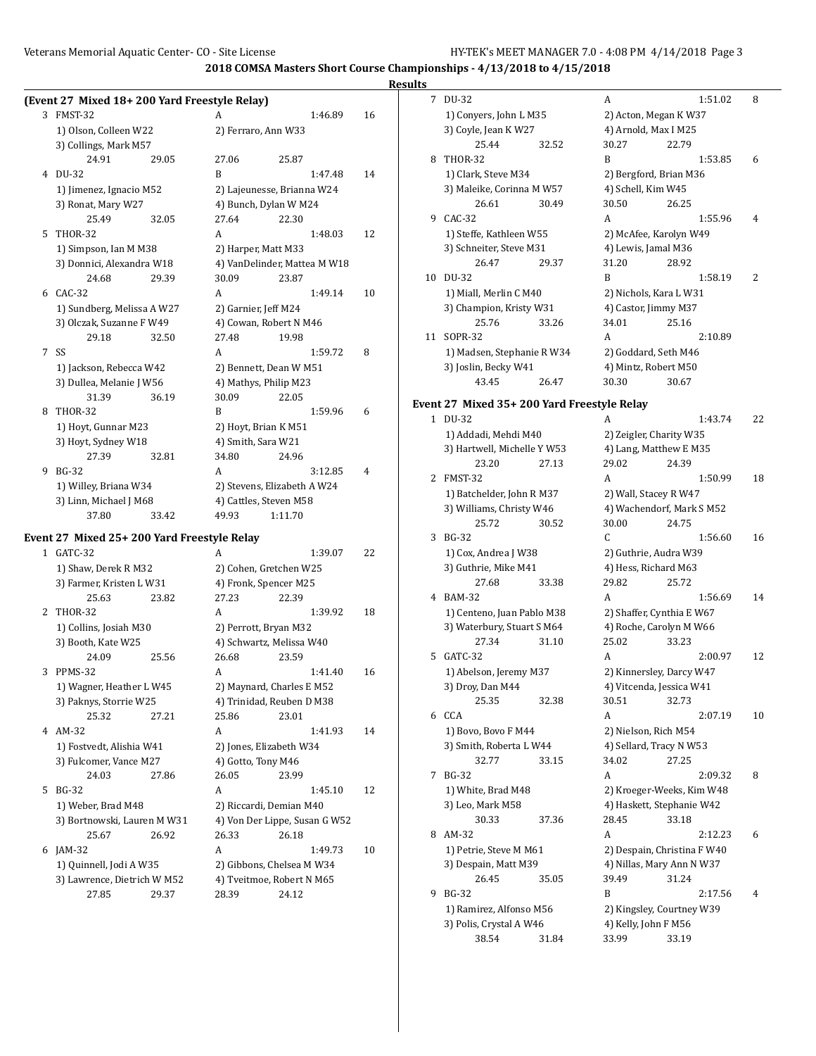**2018 COMSA Masters Short Course Championships - 4/13/2018 to 4/15/2018**

**Results**

### (Event 27 Mixed 18+ 200 Yard Freestyle Relay)

3 FMST-32 — A — 1:46.89 — 16
1) Olson, Colleen W22 — 2) Ferraro, Ann W33
3) Collings, Mark M57
24.91 29.05 27.06 25.87

4 DU-32 — B — 1:47.48 — 14
1) Jimenez, Ignacio M52 — 2) Lajeunesse, Brianna W24
3) Ronat, Mary W27 — 4) Bunch, Dylan W M24
25.49 32.05 27.64 22.30

5 THOR-32 — A — 1:48.03 — 12
1) Simpson, Ian M M38 — 2) Harper, Matt M33
3) Donnici, Alexandra W18 — 4) VanDelinder, Mattea M W18
24.68 29.39 30.09 23.87

6 CAC-32 — A — 1:49.14 — 10
1) Sundberg, Melissa A W27 — 2) Garnier, Jeff M24
3) Olczak, Suzanne F W49 — 4) Cowan, Robert N M46
29.18 32.50 27.48 19.98

7 SS — A — 1:59.72 — 8
1) Jackson, Rebecca W42 — 2) Bennett, Dean W M51
3) Dullea, Melanie J W56 — 4) Mathys, Philip M23
31.39 36.19 30.09 22.05

8 THOR-32 — B — 1:59.96 — 6
1) Hoyt, Gunnar M23 — 2) Hoyt, Brian K M51
3) Hoyt, Sydney W18 — 4) Smith, Sara W21
27.39 32.81 34.80 24.96

9 BG-32 — A — 3:12.85 — 4
1) Willey, Briana W34 — 2) Stevens, Elizabeth A W24
3) Linn, Michael J M68 — 4) Cattles, Steven M58
37.80 33.42 49.93 1:11.70

### Event 27 Mixed 25+ 200 Yard Freestyle Relay

1 GATC-32 — A — 1:39.07 — 22
1) Shaw, Derek R M32 — 2) Cohen, Gretchen W25
3) Farmer, Kristen L W31 — 4) Fronk, Spencer M25
25.63 23.82 27.23 22.39

2 THOR-32 — A — 1:39.92 — 18
1) Collins, Josiah M30 — 2) Perrott, Bryan M32
3) Booth, Kate W25 — 4) Schwartz, Melissa W40
24.09 25.56 26.68 23.59

3 PPMS-32 — A — 1:41.40 — 16
1) Wagner, Heather L W45 — 2) Maynard, Charles E M52
3) Paknys, Storrie W25 — 4) Trinidad, Reuben D M38
25.32 27.21 25.86 23.01

4 AM-32 — A — 1:41.93 — 14
1) Fostvedt, Alishia W41 — 2) Jones, Elizabeth W34
3) Fulcomer, Vance M27 — 4) Gotto, Tony M46
24.03 27.86 26.05 23.99

5 BG-32 — A — 1:45.10 — 12
1) Weber, Brad M48 — 2) Riccardi, Demian M40
3) Bortnowski, Lauren M W31 — 4) Von Der Lippe, Susan G W52
25.67 26.92 26.33 26.18

6 JAM-32 — A — 1:49.73 — 10
1) Quinnell, Jodi A W35 — 2) Gibbons, Chelsea M W34
3) Lawrence, Dietrich W M52 — 4) Tveitmoe, Robert N M65
27.85 29.37 28.39 24.12

7 DU-32 — A — 1:51.02 — 8
1) Conyers, John L M35 — 2) Acton, Megan K W37
3) Coyle, Jean K W27 — 4) Arnold, Max I M25
25.44 32.52 30.27 22.79

8 THOR-32 — B — 1:53.85 — 6
1) Clark, Steve M34 — 2) Bergford, Brian M36
3) Maleike, Corinna M W57 — 4) Schell, Kim W45
26.61 30.49 30.50 26.25

9 CAC-32 — A — 1:55.96 — 4
1) Steffe, Kathleen W55 — 2) McAfee, Karolyn W49
3) Schneiter, Steve M31 — 4) Lewis, Jamal M36
26.47 29.37 31.20 28.92

10 DU-32 — B — 1:58.19 — 2
1) Miall, Merlin C M40 — 2) Nichols, Kara L W31
3) Champion, Kristy W31 — 4) Castor, Jimmy M37
25.76 33.26 34.01 25.16

11 SOPR-32 — A — 2:10.89
1) Madsen, Stephanie R W34 — 2) Goddard, Seth M46
3) Joslin, Becky W41 — 4) Mintz, Robert M50
43.45 26.47 30.30 30.67

### Event 27 Mixed 35+ 200 Yard Freestyle Relay

1 DU-32 — A — 1:43.74 — 22
1) Addadi, Mehdi M40 — 2) Zeigler, Charity W35
3) Hartwell, Michelle Y W53 — 4) Lang, Matthew E M35
23.20 27.13 29.02 24.39

2 FMST-32 — A — 1:50.99 — 18
1) Batchelder, John R M37 — 2) Wall, Stacey R W47
3) Williams, Christy W46 — 4) Wachendorf, Mark S M52
25.72 30.52 30.00 24.75

3 BG-32 — C — 1:56.60 — 16
1) Cox, Andrea J W38 — 2) Guthrie, Audra W39
3) Guthrie, Mike M41 — 4) Hess, Richard M63
27.68 33.38 29.82 25.72

4 BAM-32 — A — 1:56.69 — 14
1) Centeno, Juan Pablo M38 — 2) Shaffer, Cynthia E W67
3) Waterbury, Stuart S M64 — 4) Roche, Carolyn M W66
27.34 31.10 25.02 33.23

5 GATC-32 — A — 2:00.97 — 12
1) Abelson, Jeremy M37 — 2) Kinnersley, Darcy W47
3) Droy, Dan M44 — 4) Vitcenda, Jessica W41
25.35 32.38 30.51 32.73

6 CCA — A — 2:07.19 — 10
1) Bovo, Bovo F M44 — 2) Nielson, Rich M54
3) Smith, Roberta L W44 — 4) Sellard, Tracy N W53
32.77 33.15 34.02 27.25

7 BG-32 — A — 2:09.32 — 8
1) White, Brad M48 — 2) Kroeger-Weeks, Kim W48
3) Leo, Mark M58 — 4) Haskett, Stephanie W42
30.33 37.36 28.45 33.18

8 AM-32 — A — 2:12.23 — 6
1) Petrie, Steve M M61 — 2) Despain, Christina F W40
3) Despain, Matt M39 — 4) Nillas, Mary Ann N W37
26.45 35.05 39.49 31.24

9 BG-32 — B — 2:17.56 — 4
1) Ramirez, Alfonso M56 — 2) Kingsley, Courtney W39
3) Polis, Crystal A W46 — 4) Kelly, John F M56
38.54 31.84 33.99 33.19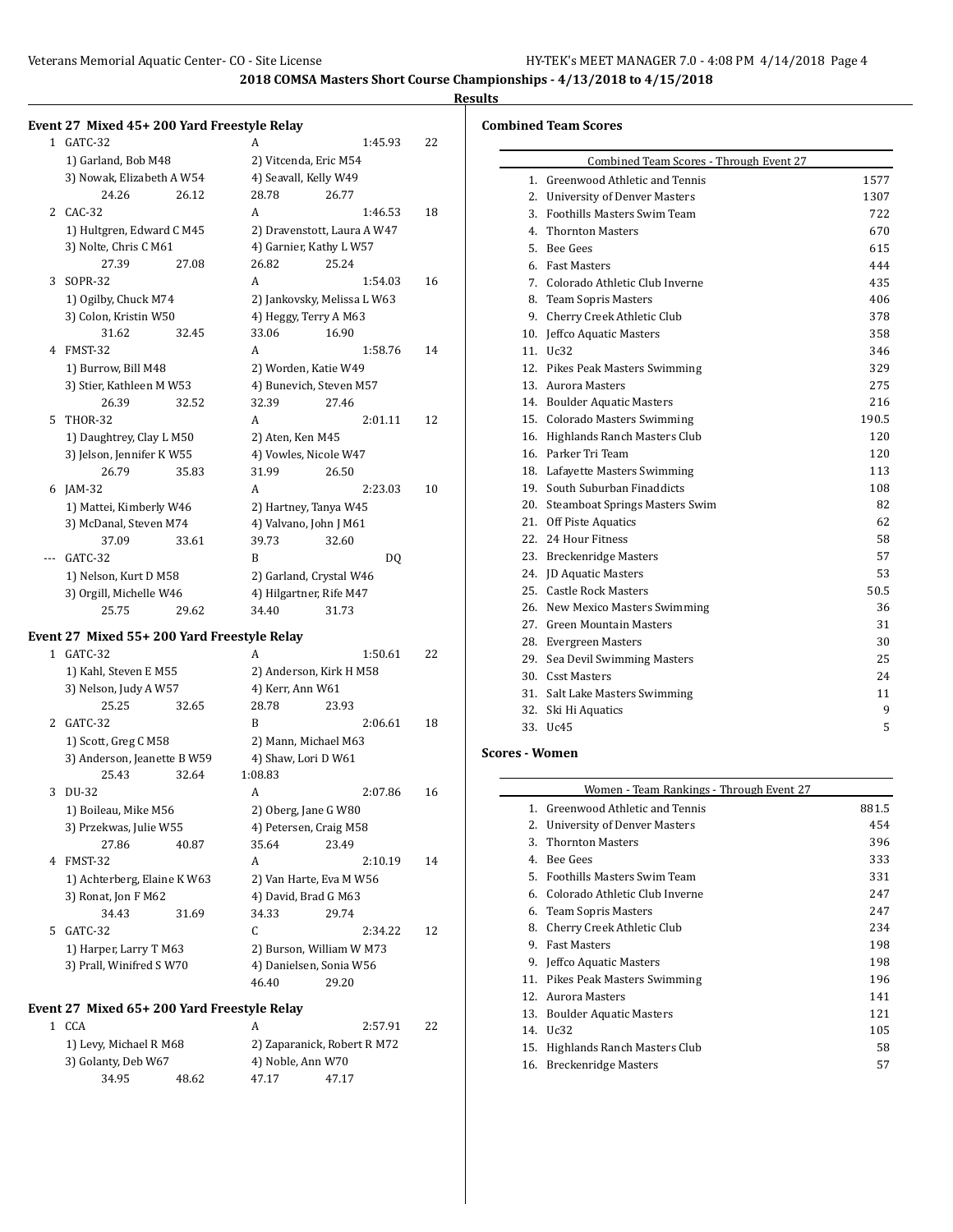**2018 COMSA Masters Short Course Championships - 4/13/2018 to 4/15/2018**

**Results**

### Event 27 Mixed 45+ 200 Yard Freestyle Relay

| | Team | Relay | Finals Time | Points |
|---|---|---|---|---|
| 1 | GATC-32 | A | 1:45.93 | 22 |
| | 1) Garland, Bob M48 | 2) Vitcenda, Eric M54 | | |
| | 3) Nowak, Elizabeth A W54 | 4) Seavall, Kelly W49 | | |
| | 24.26 26.12 | 28.78 26.77 | | |
| 2 | CAC-32 | A | 1:46.53 | 18 |
| | 1) Hultgren, Edward C M45 | 2) Dravenstott, Laura A W47 | | |
| | 3) Nolte, Chris C M61 | 4) Garnier, Kathy L W57 | | |
| | 27.39 27.08 | 26.82 25.24 | | |
| 3 | SOPR-32 | A | 1:54.03 | 16 |
| | 1) Ogilby, Chuck M74 | 2) Jankovsky, Melissa L W63 | | |
| | 3) Colon, Kristin W50 | 4) Heggy, Terry A M63 | | |
| | 31.62 32.45 | 33.06 16.90 | | |
| 4 | FMST-32 | A | 1:58.76 | 14 |
| | 1) Burrow, Bill M48 | 2) Worden, Katie W49 | | |
| | 3) Stier, Kathleen M W53 | 4) Bunevich, Steven M57 | | |
| | 26.39 32.52 | 32.39 27.46 | | |
| 5 | THOR-32 | A | 2:01.11 | 12 |
| | 1) Daughtrey, Clay L M50 | 2) Aten, Ken M45 | | |
| | 3) Jelson, Jennifer K W55 | 4) Vowles, Nicole W47 | | |
| | 26.79 35.83 | 31.99 26.50 | | |
| 6 | JAM-32 | A | 2:23.03 | 10 |
| | 1) Mattei, Kimberly W46 | 2) Hartney, Tanya W45 | | |
| | 3) McDanal, Steven M74 | 4) Valvano, John J M61 | | |
| | 37.09 33.61 | 39.73 32.60 | | |
| --- | GATC-32 | B | DQ | |
| | 1) Nelson, Kurt D M58 | 2) Garland, Crystal W46 | | |
| | 3) Orgill, Michelle W46 | 4) Hilgartner, Rife M47 | | |
| | 25.75 29.62 | 34.40 31.73 | | |

### Event 27 Mixed 55+ 200 Yard Freestyle Relay

| | Team | Relay | Finals Time | Points |
|---|---|---|---|---|
| 1 | GATC-32 | A | 1:50.61 | 22 |
| | 1) Kahl, Steven E M55 | 2) Anderson, Kirk H M58 | | |
| | 3) Nelson, Judy A W57 | 4) Kerr, Ann W61 | | |
| | 25.25 32.65 | 28.78 23.93 | | |
| 2 | GATC-32 | B | 2:06.61 | 18 |
| | 1) Scott, Greg C M58 | 2) Mann, Michael M63 | | |
| | 3) Anderson, Jeanette B W59 | 4) Shaw, Lori D W61 | | |
| | 25.43 32.64 | 1:08.83 | | |
| 3 | DU-32 | A | 2:07.86 | 16 |
| | 1) Boileau, Mike M56 | 2) Oberg, Jane G W80 | | |
| | 3) Przekwas, Julie W55 | 4) Petersen, Craig M58 | | |
| | 27.86 40.87 | 35.64 23.49 | | |
| 4 | FMST-32 | A | 2:10.19 | 14 |
| | 1) Achterberg, Elaine K W63 | 2) Van Harte, Eva M W56 | | |
| | 3) Ronat, Jon F M62 | 4) David, Brad G M63 | | |
| | 34.43 31.69 | 34.33 29.74 | | |
| 5 | GATC-32 | C | 2:34.22 | 12 |
| | 1) Harper, Larry T M63 | 2) Burson, William W M73 | | |
| | 3) Prall, Winifred S W70 | 4) Danielsen, Sonia W56 | | |
| | | 46.40 29.20 | | |

### Event 27 Mixed 65+ 200 Yard Freestyle Relay

| | Team | Relay | Finals Time | Points |
|---|---|---|---|---|
| 1 | CCA | A | 2:57.91 | 22 |
| | 1) Levy, Michael R M68 | 2) Zaparanick, Robert R M72 | | |
| | 3) Golanty, Deb W67 | 4) Noble, Ann W70 | | |
| | 34.95 48.62 | 47.17 47.17 | | |

### Combined Team Scores

| Combined Team Scores - Through Event 27 | | |
|---|---|---|
| 1. | Greenwood Athletic and Tennis | 1577 |
| 2. | University of Denver Masters | 1307 |
| 3. | Foothills Masters Swim Team | 722 |
| 4. | Thornton Masters | 670 |
| 5. | Bee Gees | 615 |
| 6. | Fast Masters | 444 |
| 7. | Colorado Athletic Club Inverne | 435 |
| 8. | Team Sopris Masters | 406 |
| 9. | Cherry Creek Athletic Club | 378 |
| 10. | Jeffco Aquatic Masters | 358 |
| 11. | Uc32 | 346 |
| 12. | Pikes Peak Masters Swimming | 329 |
| 13. | Aurora Masters | 275 |
| 14. | Boulder Aquatic Masters | 216 |
| 15. | Colorado Masters Swimming | 190.5 |
| 16. | Highlands Ranch Masters Club | 120 |
| 16. | Parker Tri Team | 120 |
| 18. | Lafayette Masters Swimming | 113 |
| 19. | South Suburban Finaddicts | 108 |
| 20. | Steamboat Springs Masters Swim | 82 |
| 21. | Off Piste Aquatics | 62 |
| 22. | 24 Hour Fitness | 58 |
| 23. | Breckenridge Masters | 57 |
| 24. | JD Aquatic Masters | 53 |
| 25. | Castle Rock Masters | 50.5 |
| 26. | New Mexico Masters Swimming | 36 |
| 27. | Green Mountain Masters | 31 |
| 28. | Evergreen Masters | 30 |
| 29. | Sea Devil Swimming Masters | 25 |
| 30. | Csst Masters | 24 |
| 31. | Salt Lake Masters Swimming | 11 |
| 32. | Ski Hi Aquatics | 9 |
| 33. | Uc45 | 5 |

### Scores - Women

| Women - Team Rankings - Through Event 27 | | |
|---|---|---|
| 1. | Greenwood Athletic and Tennis | 881.5 |
| 2. | University of Denver Masters | 454 |
| 3. | Thornton Masters | 396 |
| 4. | Bee Gees | 333 |
| 5. | Foothills Masters Swim Team | 331 |
| 6. | Colorado Athletic Club Inverne | 247 |
| 6. | Team Sopris Masters | 247 |
| 8. | Cherry Creek Athletic Club | 234 |
| 9. | Fast Masters | 198 |
| 9. | Jeffco Aquatic Masters | 198 |
| 11. | Pikes Peak Masters Swimming | 196 |
| 12. | Aurora Masters | 141 |
| 13. | Boulder Aquatic Masters | 121 |
| 14. | Uc32 | 105 |
| 15. | Highlands Ranch Masters Club | 58 |
| 16. | Breckenridge Masters | 57 |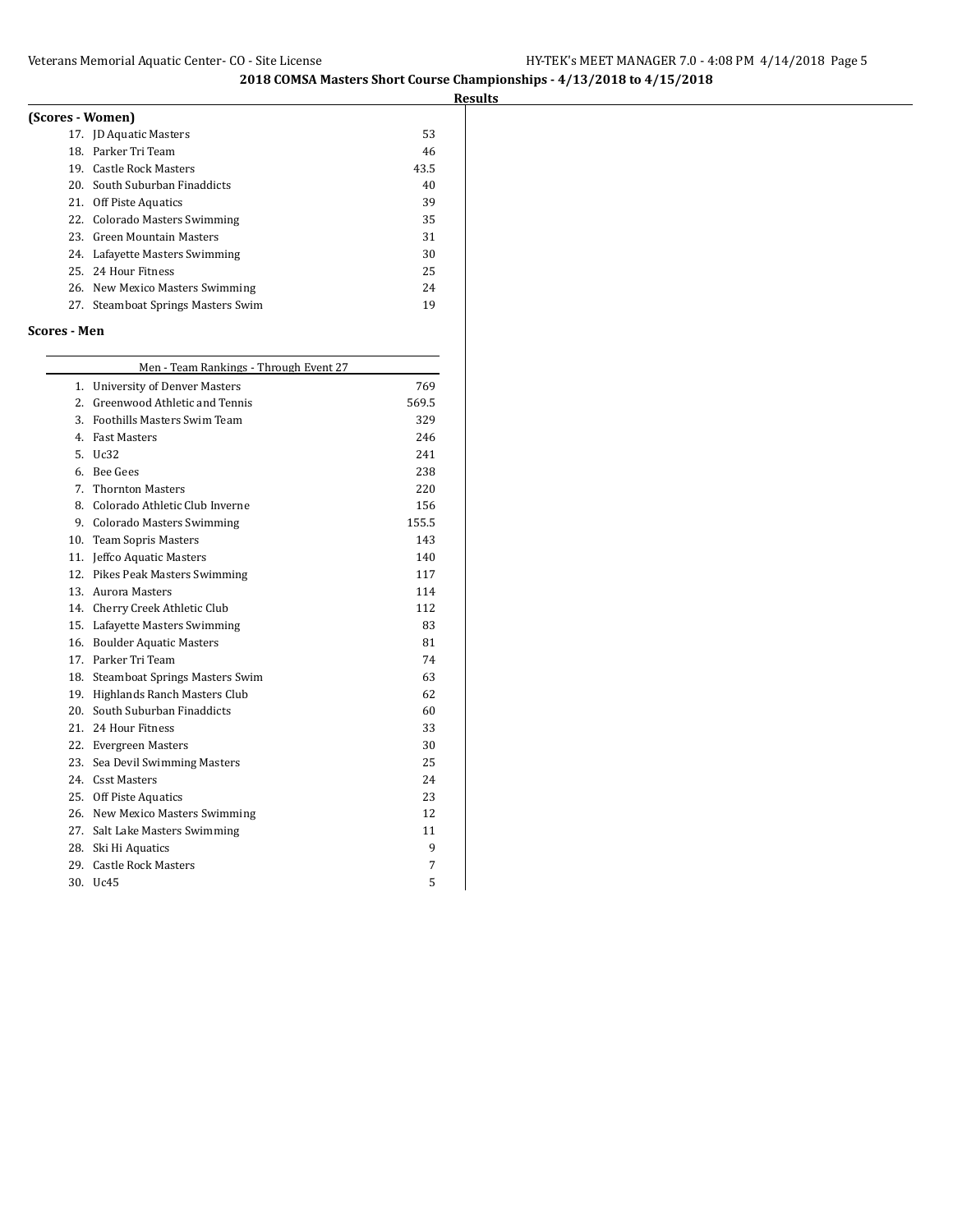**Results**

**(Scores - Women)**

| | | |
|---|---|---|
| 17. | JD Aquatic Masters | 53 |
| 18. | Parker Tri Team | 46 |
| 19. | Castle Rock Masters | 43.5 |
| 20. | South Suburban Finaddicts | 40 |
| 21. | Off Piste Aquatics | 39 |
| 22. | Colorado Masters Swimming | 35 |
| 23. | Green Mountain Masters | 31 |
| 24. | Lafayette Masters Swimming | 30 |
| 25. | 24 Hour Fitness | 25 |
| 26. | New Mexico Masters Swimming | 24 |
| 27. | Steamboat Springs Masters Swim | 19 |

**Scores - Men**

Men - Team Rankings - Through Event 27

| | | |
|---|---|---|
| 1. | University of Denver Masters | 769 |
| 2. | Greenwood Athletic and Tennis | 569.5 |
| 3. | Foothills Masters Swim Team | 329 |
| 4. | Fast Masters | 246 |
| 5. | Uc32 | 241 |
| 6. | Bee Gees | 238 |
| 7. | Thornton Masters | 220 |
| 8. | Colorado Athletic Club Inverne | 156 |
| 9. | Colorado Masters Swimming | 155.5 |
| 10. | Team Sopris Masters | 143 |
| 11. | Jeffco Aquatic Masters | 140 |
| 12. | Pikes Peak Masters Swimming | 117 |
| 13. | Aurora Masters | 114 |
| 14. | Cherry Creek Athletic Club | 112 |
| 15. | Lafayette Masters Swimming | 83 |
| 16. | Boulder Aquatic Masters | 81 |
| 17. | Parker Tri Team | 74 |
| 18. | Steamboat Springs Masters Swim | 63 |
| 19. | Highlands Ranch Masters Club | 62 |
| 20. | South Suburban Finaddicts | 60 |
| 21. | 24 Hour Fitness | 33 |
| 22. | Evergreen Masters | 30 |
| 23. | Sea Devil Swimming Masters | 25 |
| 24. | Csst Masters | 24 |
| 25. | Off Piste Aquatics | 23 |
| 26. | New Mexico Masters Swimming | 12 |
| 27. | Salt Lake Masters Swimming | 11 |
| 28. | Ski Hi Aquatics | 9 |
| 29. | Castle Rock Masters | 7 |
| 30. | Uc45 | 5 |